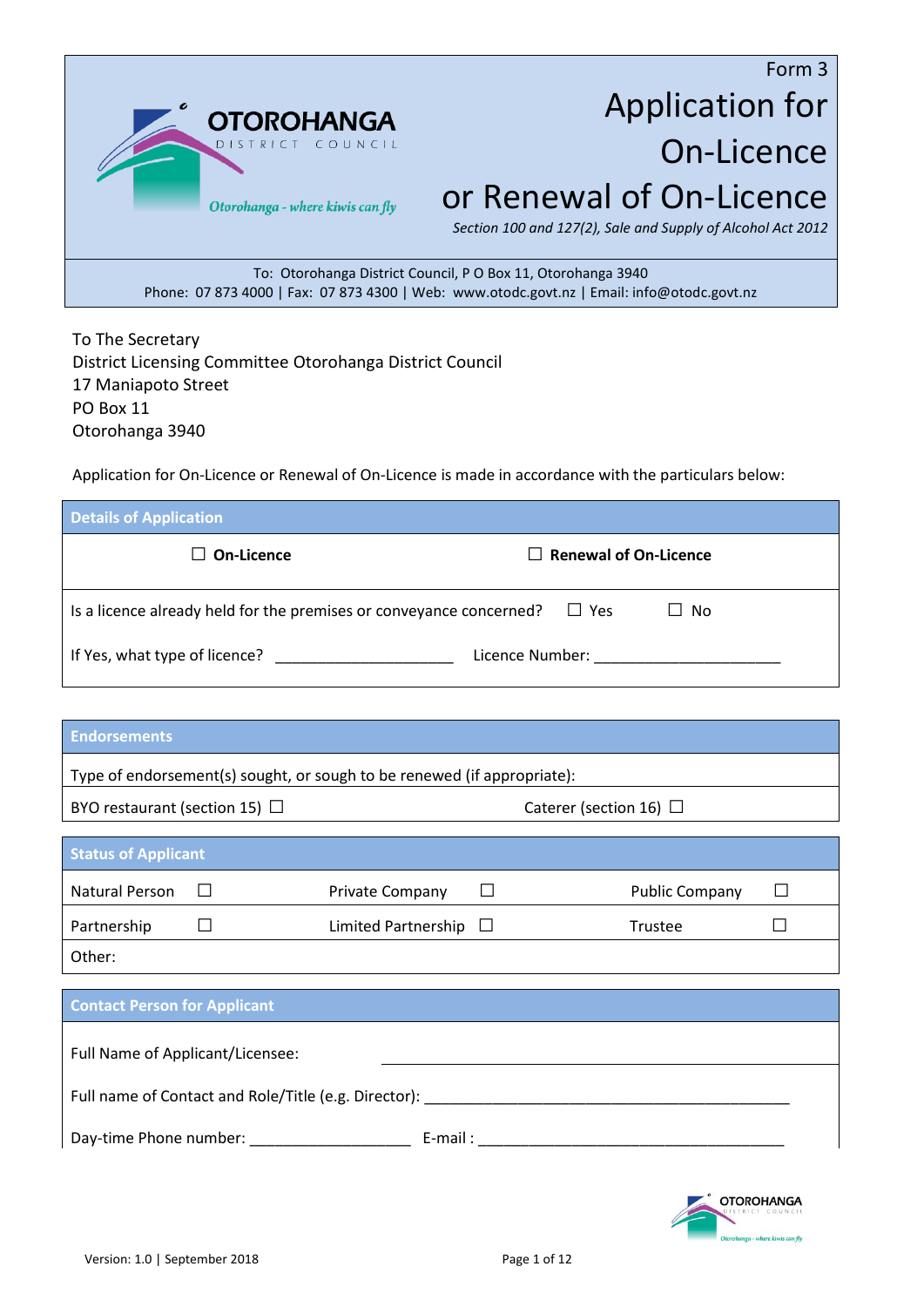**OTOROHANGA**
DISTRICT COUNCIL
*Otorohanga - where kiwis can fly*

Form 3

# Application for On-Licence or Renewal of On-Licence

*Section 100 and 127(2), Sale and Supply of Alcohol Act 2012*

To: Otorohanga District Council, P O Box 11, Otorohanga 3940
Phone: 07 873 4000 | Fax: 07 873 4300 | Web: www.otodc.govt.nz | Email: info@otodc.govt.nz

To The Secretary
District Licensing Committee Otorohanga District Council
17 Maniapoto Street
PO Box 11
Otorohanga 3940

Application for On-Licence or Renewal of On-Licence is made in accordance with the particulars below:

## Details of Application

☐ **On-Licence** ☐ **Renewal of On-Licence**

Is a licence already held for the premises or conveyance concerned? ☐ Yes ☐ No

If Yes, what type of licence? ____________________ Licence Number: ____________________

## Endorsements

Type of endorsement(s) sought, or sough to be renewed (if appropriate):

BYO restaurant (section 15) ☐ Caterer (section 16) ☐

## Status of Applicant

| | | | | | |
|---|---|---|---|---|---|
| Natural Person | ☐ | Private Company | ☐ | Public Company | ☐ |
| Partnership | ☐ | Limited Partnership | ☐ | Trustee | ☐ |
| Other: | | | | | |

## Contact Person for Applicant

Full Name of Applicant/Licensee: ____________________

Full name of Contact and Role/Title (e.g. Director): ____________________

Day-time Phone number: ____________________ E-mail : ____________________

Version: 1.0 | September 2018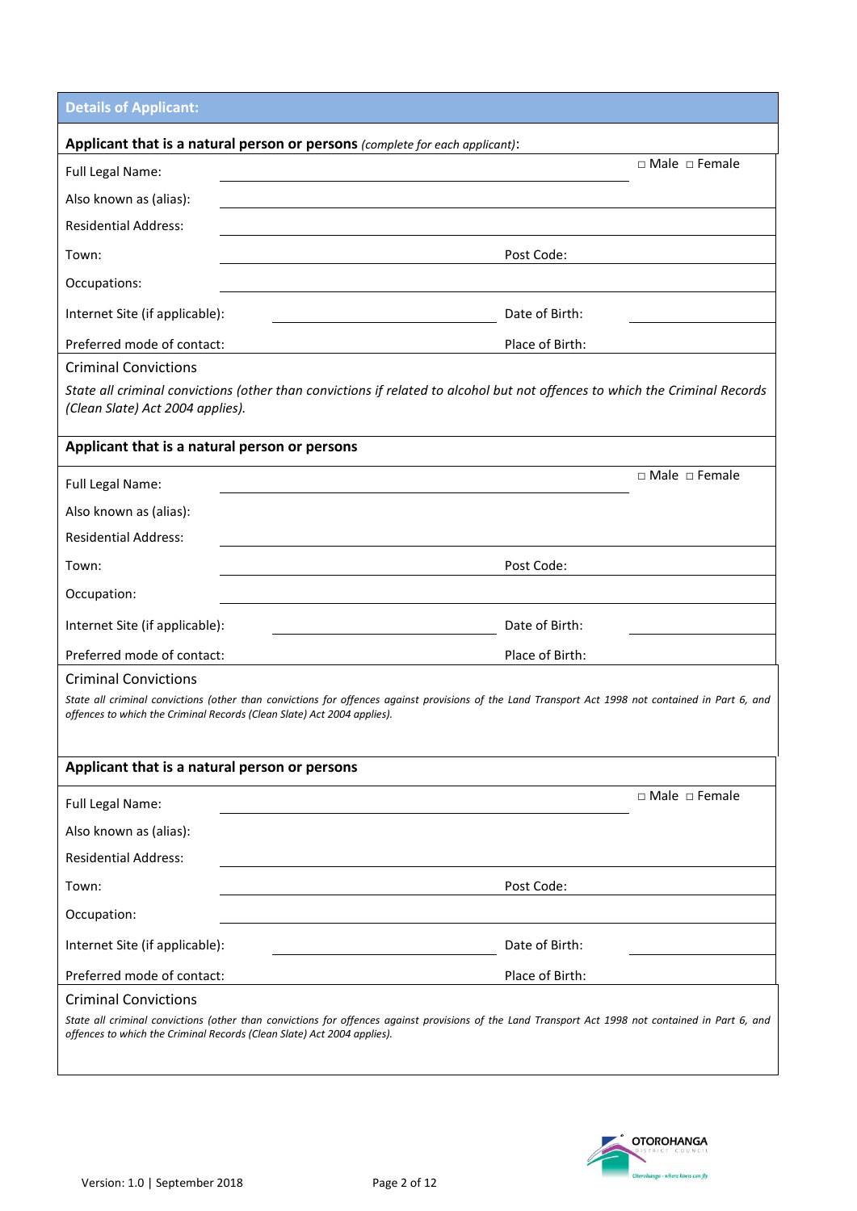## Details of Applicant:

**Applicant that is a natural person or persons** *(complete for each applicant)*:

| | | | |
|---|---|---|---|
| Full Legal Name: | | | □ Male □ Female |
| Also known as (alias): | | | |
| Residential Address: | | | |
| Town: | | Post Code: | |
| Occupations: | | | |
| Internet Site (if applicable): | | Date of Birth: | |
| Preferred mode of contact: | | Place of Birth: | |

Criminal Convictions

*State all criminal convictions (other than convictions if related to alcohol but not offences to which the Criminal Records (Clean Slate) Act 2004 applies).*

**Applicant that is a natural person or persons**

| | | | |
|---|---|---|---|
| Full Legal Name: | | | □ Male □ Female |
| Also known as (alias): | | | |
| Residential Address: | | | |
| Town: | | Post Code: | |
| Occupation: | | | |
| Internet Site (if applicable): | | Date of Birth: | |
| Preferred mode of contact: | | Place of Birth: | |

Criminal Convictions

*State all criminal convictions (other than convictions for offences against provisions of the Land Transport Act 1998 not contained in Part 6, and offences to which the Criminal Records (Clean Slate) Act 2004 applies).*

**Applicant that is a natural person or persons**

| | | | |
|---|---|---|---|
| Full Legal Name: | | | □ Male □ Female |
| Also known as (alias): | | | |
| Residential Address: | | | |
| Town: | | Post Code: | |
| Occupation: | | | |
| Internet Site (if applicable): | | Date of Birth: | |
| Preferred mode of contact: | | Place of Birth: | |

Criminal Convictions

*State all criminal convictions (other than convictions for offences against provisions of the Land Transport Act 1998 not contained in Part 6, and offences to which the Criminal Records (Clean Slate) Act 2004 applies).*

Version: 1.0 | September 2018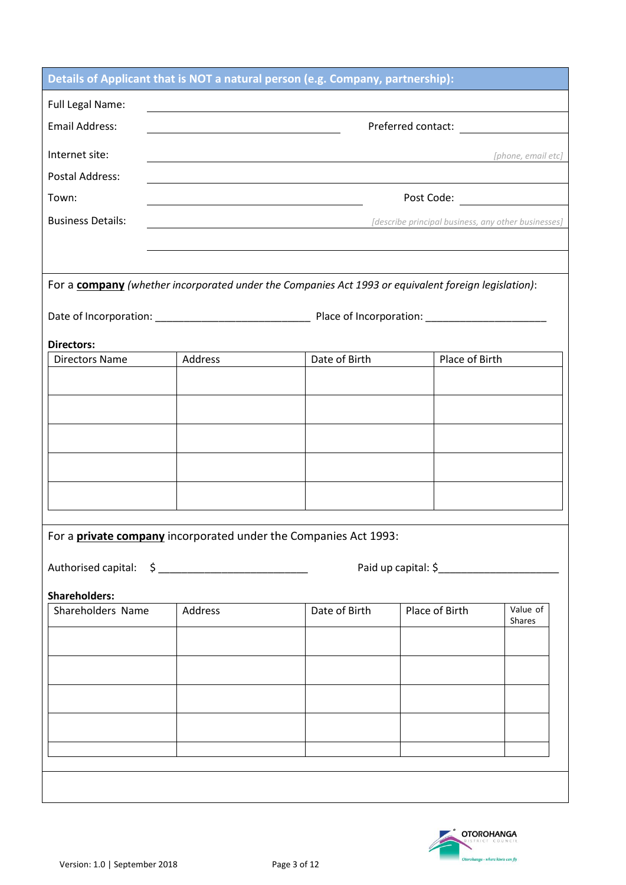## Details of Applicant that is NOT a natural person (e.g. Company, partnership):

Full Legal Name: ______________________________

Email Address: ______________________________ Preferred contact: ______________

Internet site: ______________________________ *[phone, email etc]*

Postal Address: ______________________________

Town: ______________________________ Post Code: ______________

Business Details: ______________________________ *[describe principal business, any other businesses]*

______________________________

For a **company** *(whether incorporated under the Companies Act 1993 or equivalent foreign legislation)*:

Date of Incorporation: ___________________________ Place of Incorporation: _____________________

**Directors:**

| Directors Name | Address | Date of Birth | Place of Birth |
|---|---|---|---|
| | | | |
| | | | |
| | | | |
| | | | |
| | | | |

For a **private company** incorporated under the Companies Act 1993:

Authorised capital: $ __________________________ Paid up capital: $_____________________

**Shareholders:**

| Shareholders Name | Address | Date of Birth | Place of Birth | Value of Shares |
|---|---|---|---|---|
| | | | | |
| | | | | |
| | | | | |
| | | | | |
| | | | | |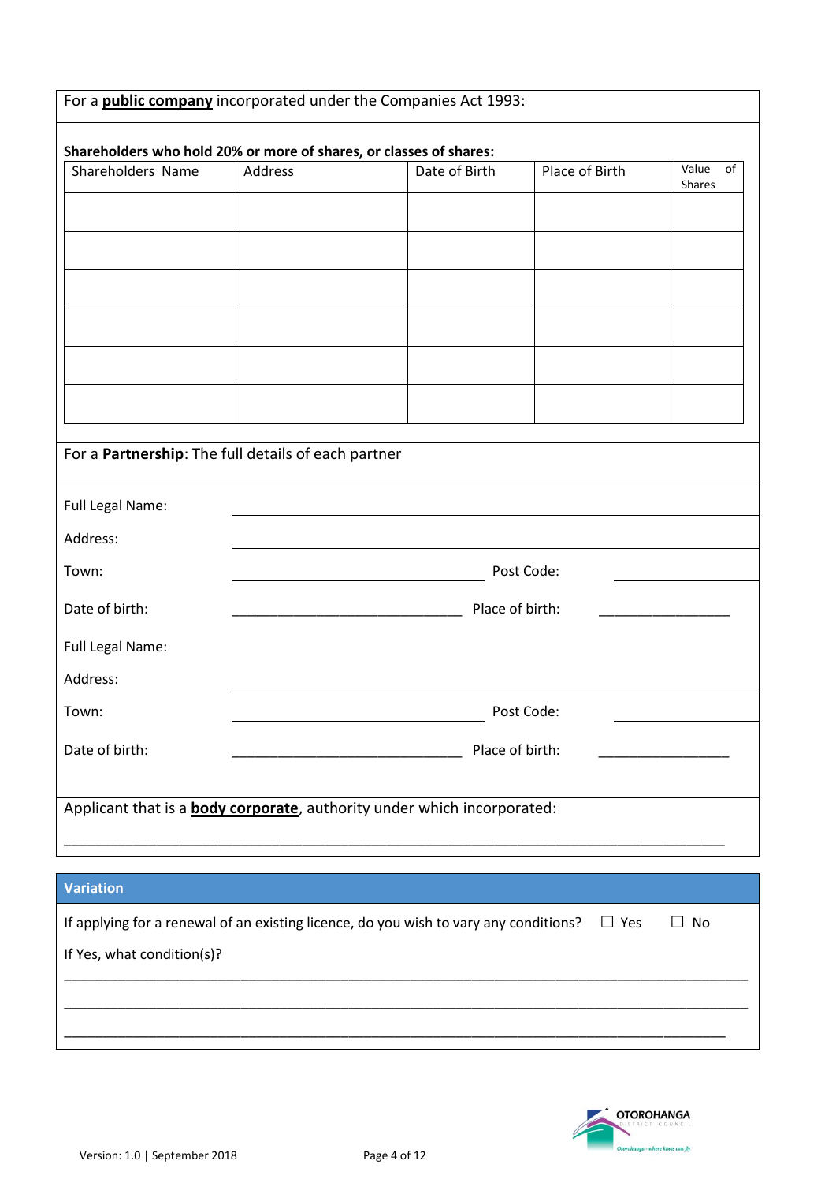For a **public company** incorporated under the Companies Act 1993:

**Shareholders who hold 20% or more of shares, or classes of shares:**

| Shareholders Name | Address | Date of Birth | Place of Birth | Value of Shares |
|---|---|---|---|---|
| | | | | |
| | | | | |
| | | | | |
| | | | | |
| | | | | |
| | | | | |

For a **Partnership**: The full details of each partner

Full Legal Name: ______________________________

Address: ______________________________

Town: ______________________________ Post Code: ______________

Date of birth: ______________________________ Place of birth: ________________

Full Legal Name: ______________________________

Address: ______________________________

Town: ______________________________ Post Code: ______________

Date of birth: ______________________________ Place of birth: ________________

Applicant that is a **body corporate**, authority under which incorporated:

________________________________________________________________________________

## Variation

If applying for a renewal of an existing licence, do you wish to vary any conditions? ☐ Yes ☐ No

If Yes, what condition(s)?

________________________________________________________________________________

________________________________________________________________________________

________________________________________________________________________________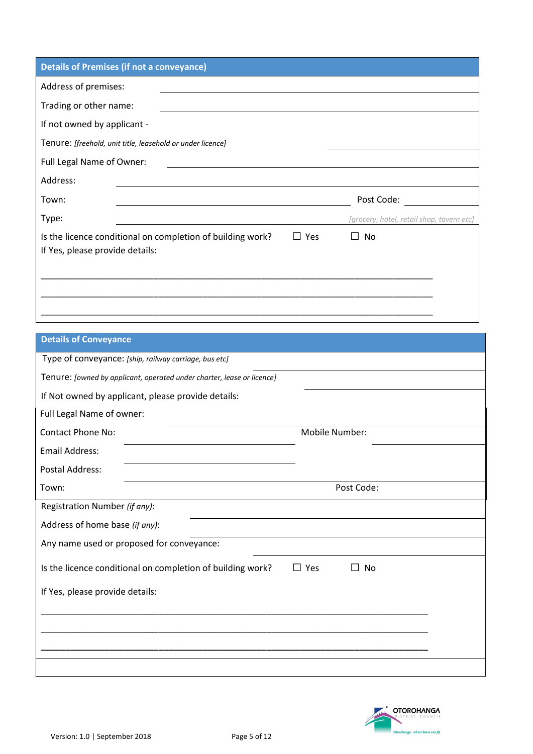## Details of Premises (if not a conveyance)

Address of premises: ______________________________

Trading or other name: ______________________________

If not owned by applicant -

Tenure: *[freehold, unit title, leasehold or under licence]* ______________________________

Full Legal Name of Owner: ______________________________

Address: ______________________________

Town: ______________________________ Post Code: ______________

Type: ______________________________ *[grocery, hotel, retail shop, tavern etc]*

Is the licence conditional on completion of building work? ☐ Yes ☐ No

If Yes, please provide details:

______________________________________________________________________________

______________________________________________________________________________

______________________________________________________________________________

## Details of Conveyance

Type of conveyance: *[ship, railway carriage, bus etc]* ______________________________

Tenure: *[owned by applicant, operated under charter, lease or licence]* ______________________________

If Not owned by applicant, please provide details:

Full Legal Name of owner: ______________________________

Contact Phone No: ______________________________ Mobile Number: ______________

Email Address: ______________________________

Postal Address: ______________________________

Town: ______________________________ Post Code: ______________

Registration Number *(if any)*: ______________________________

Address of home base *(if any)*: ______________________________

Any name used or proposed for conveyance: ______________________________

Is the licence conditional on completion of building work? ☐ Yes ☐ No

If Yes, please provide details:

______________________________________________________________________________

______________________________________________________________________________

______________________________________________________________________________

Version: 1.0 | September 2018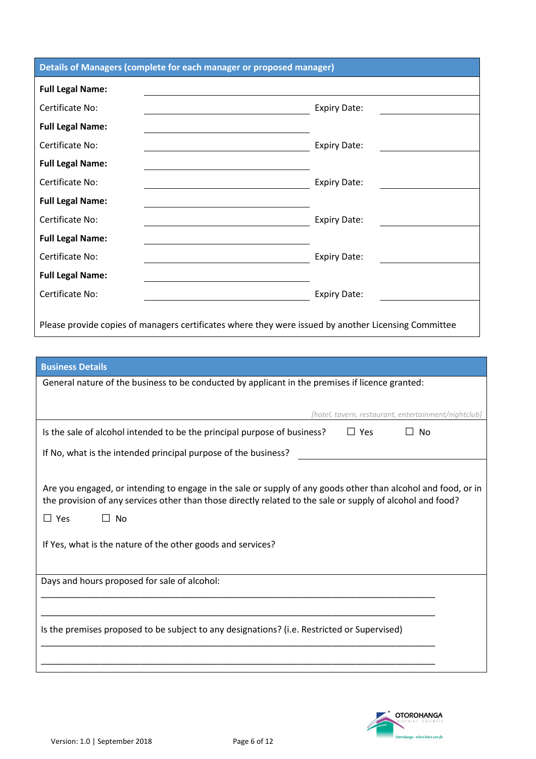## Details of Managers (complete for each manager or proposed manager)

| | | | |
|---|---|---|---|
| **Full Legal Name:** | | | |
| Certificate No: | | Expiry Date: | |
| **Full Legal Name:** | | | |
| Certificate No: | | Expiry Date: | |
| **Full Legal Name:** | | | |
| Certificate No: | | Expiry Date: | |
| **Full Legal Name:** | | | |
| Certificate No: | | Expiry Date: | |
| **Full Legal Name:** | | | |
| Certificate No: | | Expiry Date: | |
| **Full Legal Name:** | | | |
| Certificate No: | | Expiry Date: | |

Please provide copies of managers certificates where they were issued by another Licensing Committee

## Business Details

General nature of the business to be conducted by applicant in the premises if licence granted:

*[hotel, tavern, restaurant, entertainment/nightclub]*

Is the sale of alcohol intended to be the principal purpose of business? ☐ Yes ☐ No

If No, what is the intended principal purpose of the business? ____________________

Are you engaged, or intending to engage in the sale or supply of any goods other than alcohol and food, or in the provision of any services other than those directly related to the sale or supply of alcohol and food?

☐ Yes ☐ No

If Yes, what is the nature of the other goods and services?

Days and hours proposed for sale of alcohol:

______________________________________________________________________________

______________________________________________________________________________

Is the premises proposed to be subject to any designations? (i.e. Restricted or Supervised)

______________________________________________________________________________

______________________________________________________________________________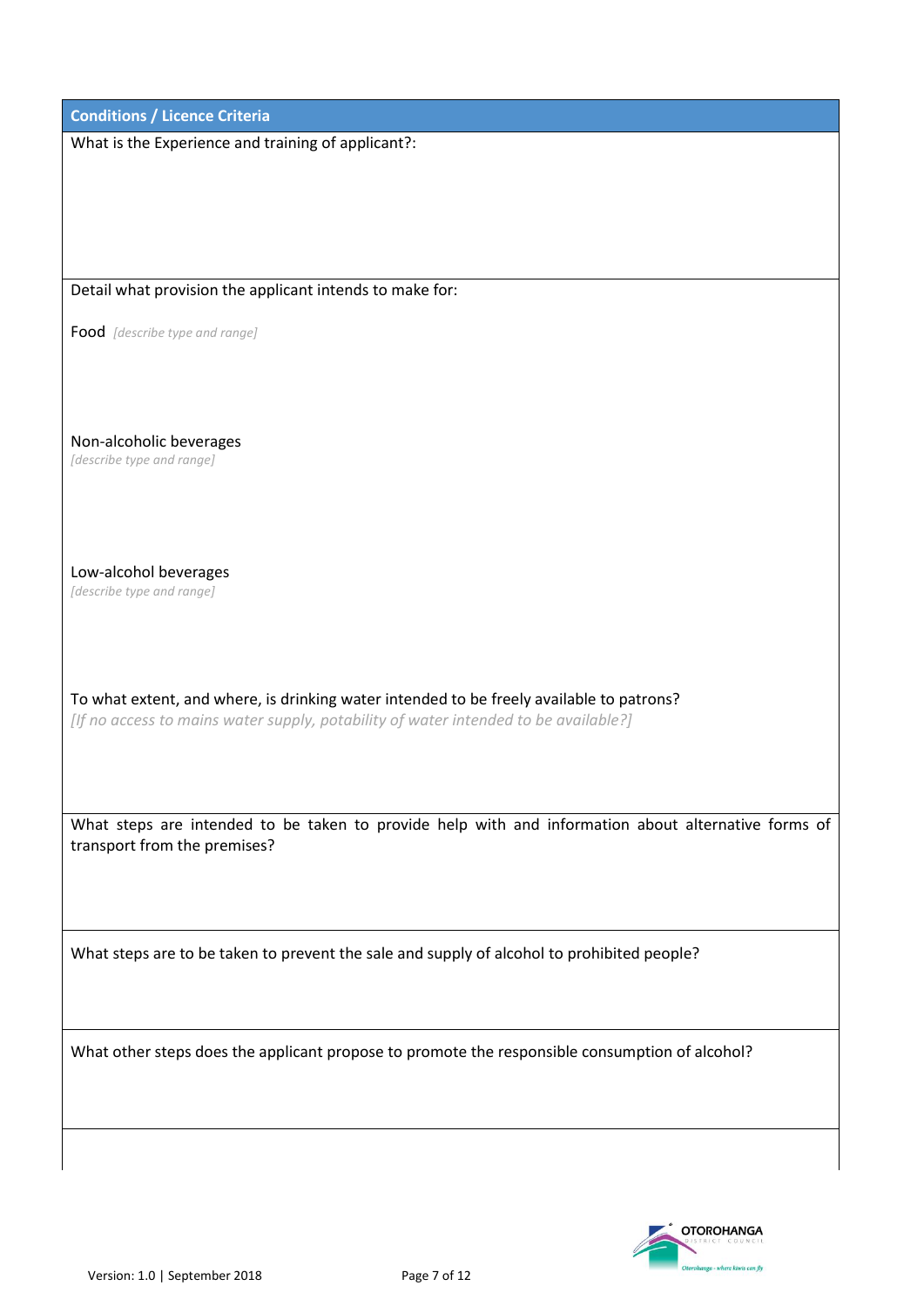| Conditions / Licence Criteria |
|---|
| What is the Experience and training of applicant?: |
| Detail what provision the applicant intends to make for:<br><br>Food *[describe type and range]*<br><br>Non-alcoholic beverages<br>*[describe type and range]*<br><br>Low-alcohol beverages<br>*[describe type and range]*<br><br>To what extent, and where, is drinking water intended to be freely available to patrons?<br>*[If no access to mains water supply, potability of water intended to be available?]* |
| What steps are intended to be taken to provide help with and information about alternative forms of transport from the premises? |
| What steps are to be taken to prevent the sale and supply of alcohol to prohibited people? |
| What other steps does the applicant propose to promote the responsible consumption of alcohol? |
| |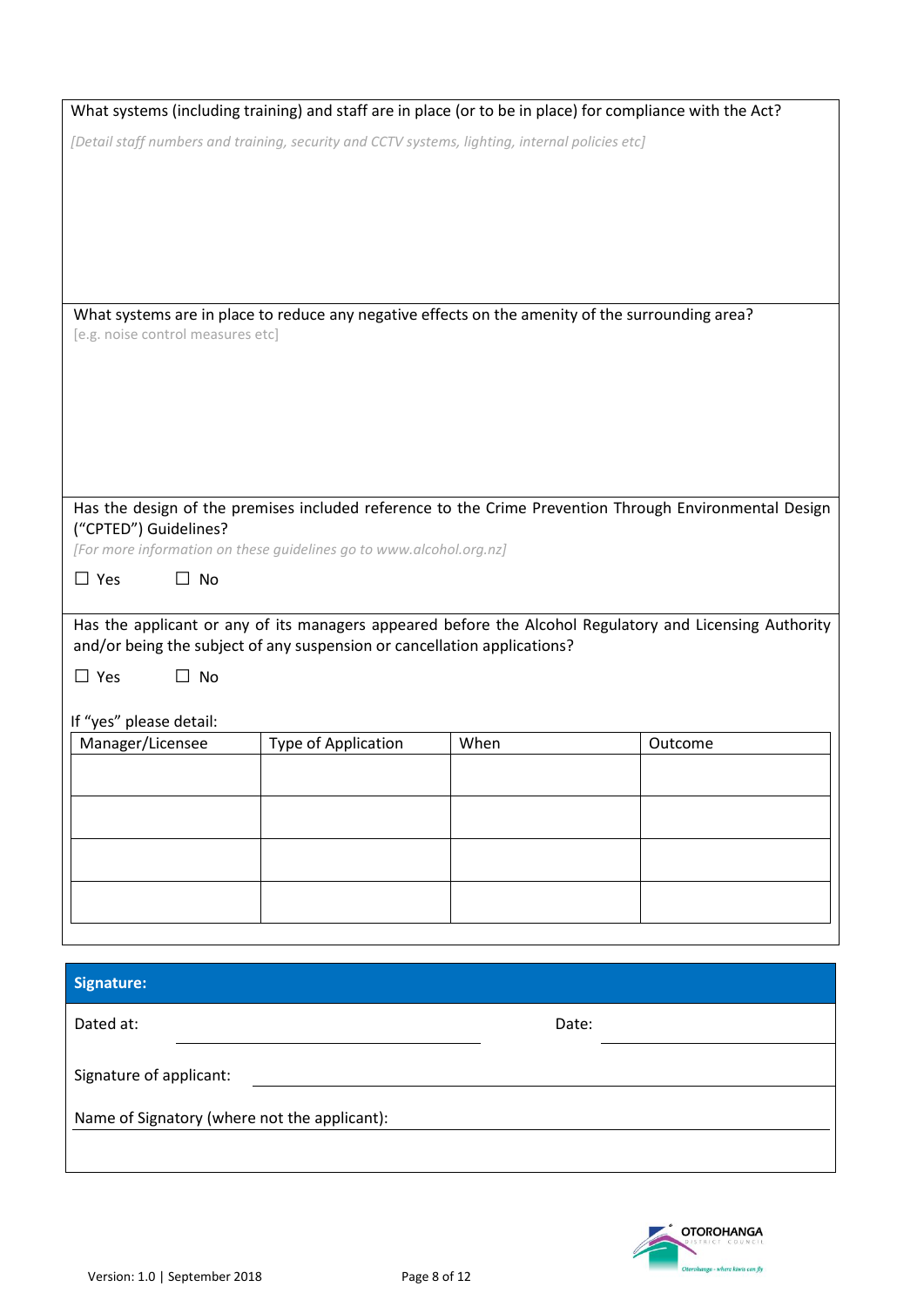What systems (including training) and staff are in place (or to be in place) for compliance with the Act?

*[Detail staff numbers and training, security and CCTV systems, lighting, internal policies etc]*

What systems are in place to reduce any negative effects on the amenity of the surrounding area?
[e.g. noise control measures etc]

Has the design of the premises included reference to the Crime Prevention Through Environmental Design ("CPTED") Guidelines?

*[For more information on these guidelines go to www.alcohol.org.nz]*

☐ Yes ☐ No

Has the applicant or any of its managers appeared before the Alcohol Regulatory and Licensing Authority and/or being the subject of any suspension or cancellation applications?

☐ Yes ☐ No

If "yes" please detail:

| Manager/Licensee | Type of Application | When | Outcome |
|---|---|---|---|
| | | | |
| | | | |
| | | | |
| | | | |

**Signature:**

Dated at: ______________________ Date: ______________________

Signature of applicant: ______________________

Name of Signatory (where not the applicant): ______________________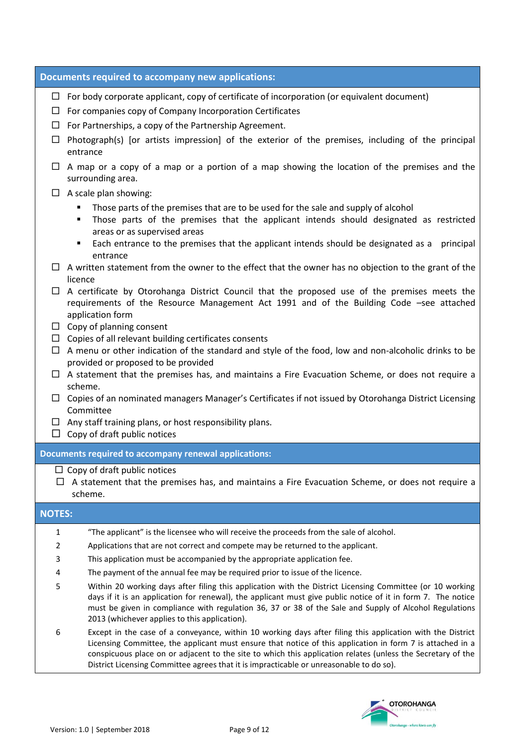## Documents required to accompany new applications:

- ☐ For body corporate applicant, copy of certificate of incorporation (or equivalent document)
- ☐ For companies copy of Company Incorporation Certificates
- ☐ For Partnerships, a copy of the Partnership Agreement.
- ☐ Photograph(s) [or artists impression] of the exterior of the premises, including of the principal entrance
- ☐ A map or a copy of a map or a portion of a map showing the location of the premises and the surrounding area.
- ☐ A scale plan showing:
  - Those parts of the premises that are to be used for the sale and supply of alcohol
  - Those parts of the premises that the applicant intends should designated as restricted areas or as supervised areas
  - Each entrance to the premises that the applicant intends should be designated as a principal entrance
- ☐ A written statement from the owner to the effect that the owner has no objection to the grant of the licence
- ☐ A certificate by Otorohanga District Council that the proposed use of the premises meets the requirements of the Resource Management Act 1991 and of the Building Code –see attached application form
- ☐ Copy of planning consent
- ☐ Copies of all relevant building certificates consents
- ☐ A menu or other indication of the standard and style of the food, low and non-alcoholic drinks to be provided or proposed to be provided
- ☐ A statement that the premises has, and maintains a Fire Evacuation Scheme, or does not require a scheme.
- ☐ Copies of an nominated managers Manager's Certificates if not issued by Otorohanga District Licensing Committee
- ☐ Any staff training plans, or host responsibility plans.
- ☐ Copy of draft public notices

## Documents required to accompany renewal applications:

- ☐ Copy of draft public notices
- ☐ A statement that the premises has, and maintains a Fire Evacuation Scheme, or does not require a scheme.

## NOTES:

1. "The applicant" is the licensee who will receive the proceeds from the sale of alcohol.
2. Applications that are not correct and compete may be returned to the applicant.
3. This application must be accompanied by the appropriate application fee.
4. The payment of the annual fee may be required prior to issue of the licence.
5. Within 20 working days after filing this application with the District Licensing Committee (or 10 working days if it is an application for renewal), the applicant must give public notice of it in form 7. The notice must be given in compliance with regulation 36, 37 or 38 of the Sale and Supply of Alcohol Regulations 2013 (whichever applies to this application).
6. Except in the case of a conveyance, within 10 working days after filing this application with the District Licensing Committee, the applicant must ensure that notice of this application in form 7 is attached in a conspicuous place on or adjacent to the site to which this application relates (unless the Secretary of the District Licensing Committee agrees that it is impracticable or unreasonable to do so).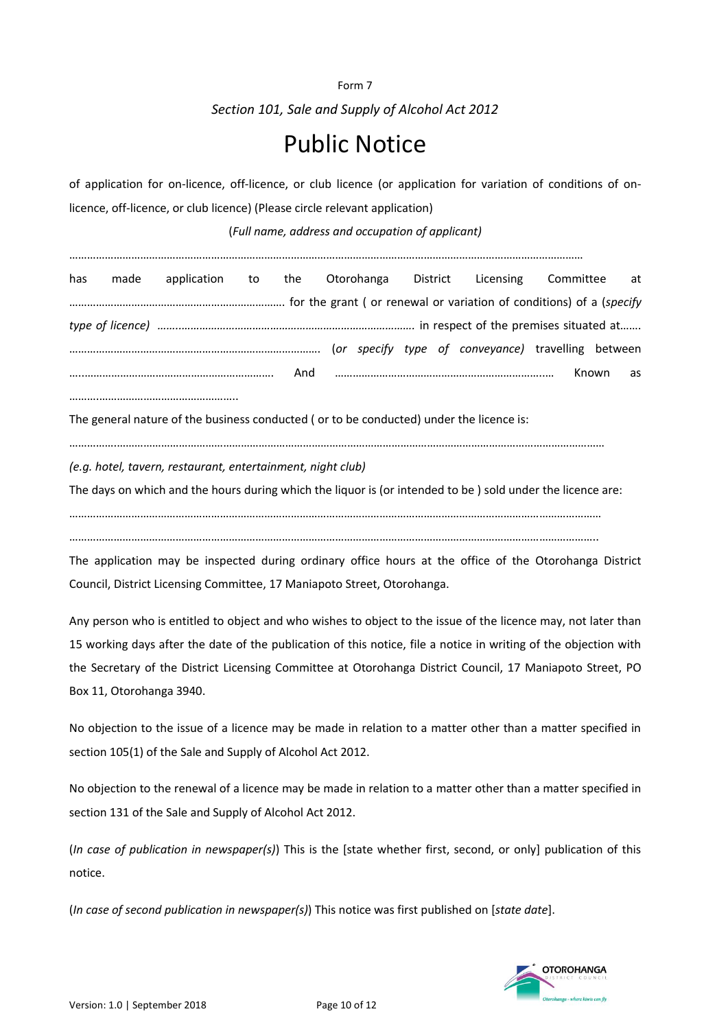Form 7

*Section 101, Sale and Supply of Alcohol Act 2012*

# Public Notice

of application for on-licence, off-licence, or club licence (or application for variation of conditions of on-licence, off-licence, or club licence) (Please circle relevant application)

(*Full name, address and occupation of applicant)*

……………………………………………………………………………………………………………………………………………………

has made application to the Otorohanga District Licensing Committee at ………………………………………………………………. for the grant ( or renewal or variation of conditions) of a (*specify type of licence)* …..……………………………………………………………………. in respect of the premises situated at……. ………………………………………………………………………… (*or specify type of conveyance)* travelling between ….…………………………………………………… And ………………………………………………………..… Known as ………………………………………………..

The general nature of the business conducted ( or to be conducted) under the licence is:

…………………………………………………………………………………………………………………………………………………………

*(e.g. hotel, tavern, restaurant, entertainment, night club)*

The days on which and the hours during which the liquor is (or intended to be ) sold under the licence are:

…………………………………………………………………………………………………………………………………………………………

…………………………………………………………………………………………………………………………………………………………..

The application may be inspected during ordinary office hours at the office of the Otorohanga District Council, District Licensing Committee, 17 Maniapoto Street, Otorohanga.

Any person who is entitled to object and who wishes to object to the issue of the licence may, not later than 15 working days after the date of the publication of this notice, file a notice in writing of the objection with the Secretary of the District Licensing Committee at Otorohanga District Council, 17 Maniapoto Street, PO Box 11, Otorohanga 3940.

No objection to the issue of a licence may be made in relation to a matter other than a matter specified in section 105(1) of the Sale and Supply of Alcohol Act 2012.

No objection to the renewal of a licence may be made in relation to a matter other than a matter specified in section 131 of the Sale and Supply of Alcohol Act 2012.

(*In case of publication in newspaper(s)*) This is the [state whether first, second, or only] publication of this notice.

(*In case of second publication in newspaper(s)*) This notice was first published on [*state date*].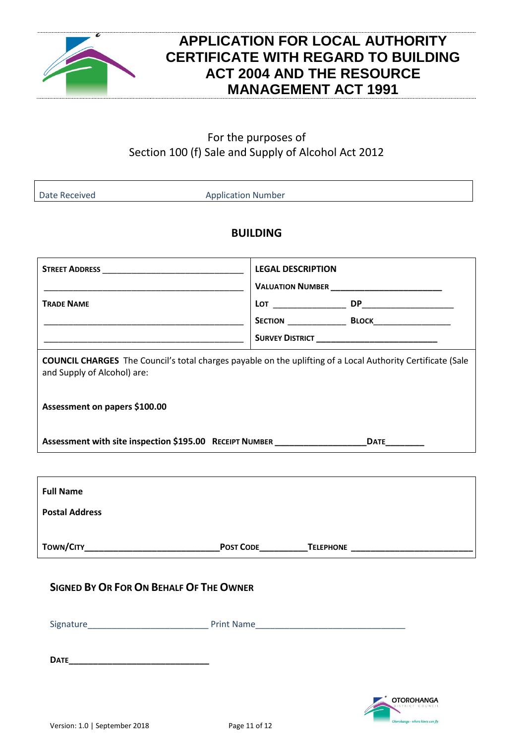# APPLICATION FOR LOCAL AUTHORITY CERTIFICATE WITH REGARD TO BUILDING ACT 2004 AND THE RESOURCE MANAGEMENT ACT 1991

For the purposes of
Section 100 (f) Sale and Supply of Alcohol Act 2012

| Date Received | Application Number |
|---|---|

## BUILDING

| | |
|---|---|
| **STREET ADDRESS** ______________________________ | **LEGAL DESCRIPTION** |
| ___________________________________________ | **VALUATION NUMBER** ________________________ |
| **TRADE NAME** | **LOT** ________________ **DP**____________________ |
| ___________________________________________ | **SECTION** _____________ **BLOCK**________________ |
| ___________________________________________ | **SURVEY DISTRICT** __________________________ |

**COUNCIL CHARGES** The Council's total charges payable on the uplifting of a Local Authority Certificate (Sale and Supply of Alcohol) are:

**Assessment on papers $100.00**

**Assessment with site inspection $195.00** **RECEIPT NUMBER** ___________________ **DATE**________

**Full Name**

**Postal Address**

**TOWN/CITY**____________________________ **POST CODE**__________ **TELEPHONE** __________________________

**SIGNED BY OR FOR ON BEHALF OF THE OWNER**

Signature_________________________ Print Name_______________________________

**DATE**______________________________

Version: 1.0 | September 2018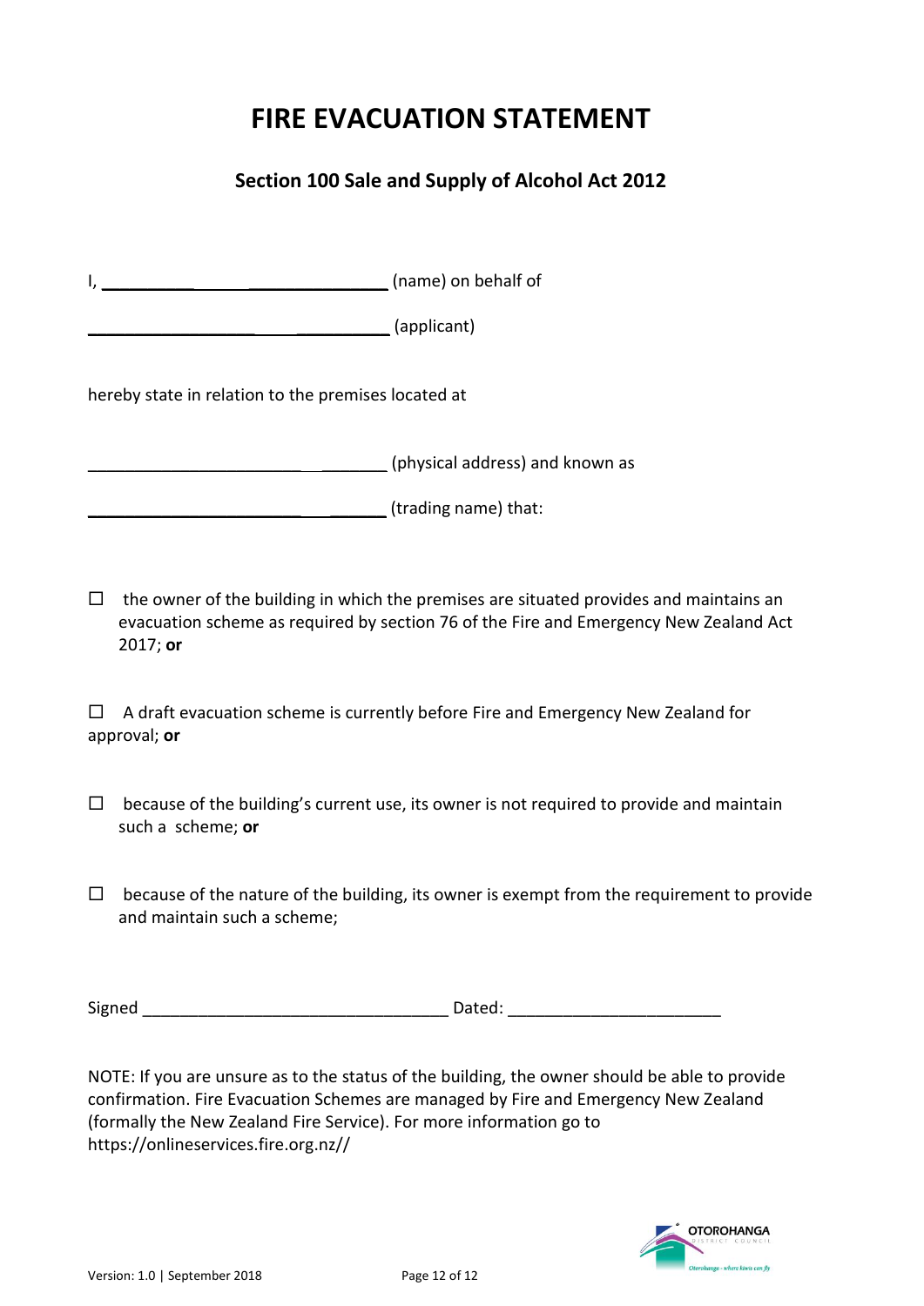# FIRE EVACUATION STATEMENT

## Section 100 Sale and Supply of Alcohol Act 2012

I, ________________________________ (name) on behalf of

________________________________ (applicant)

hereby state in relation to the premises located at

________________________________ (physical address) and known as

________________________________ (trading name) that:

☐ the owner of the building in which the premises are situated provides and maintains an evacuation scheme as required by section 76 of the Fire and Emergency New Zealand Act 2017; **or**

☐ A draft evacuation scheme is currently before Fire and Emergency New Zealand for approval; **or**

☐ because of the building's current use, its owner is not required to provide and maintain such a scheme; **or**

☐ because of the nature of the building, its owner is exempt from the requirement to provide and maintain such a scheme;

Signed ________________________________ Dated: ______________________

NOTE: If you are unsure as to the status of the building, the owner should be able to provide confirmation. Fire Evacuation Schemes are managed by Fire and Emergency New Zealand (formally the New Zealand Fire Service). For more information go to https://onlineservices.fire.org.nz//

Version: 1.0 | September 2018